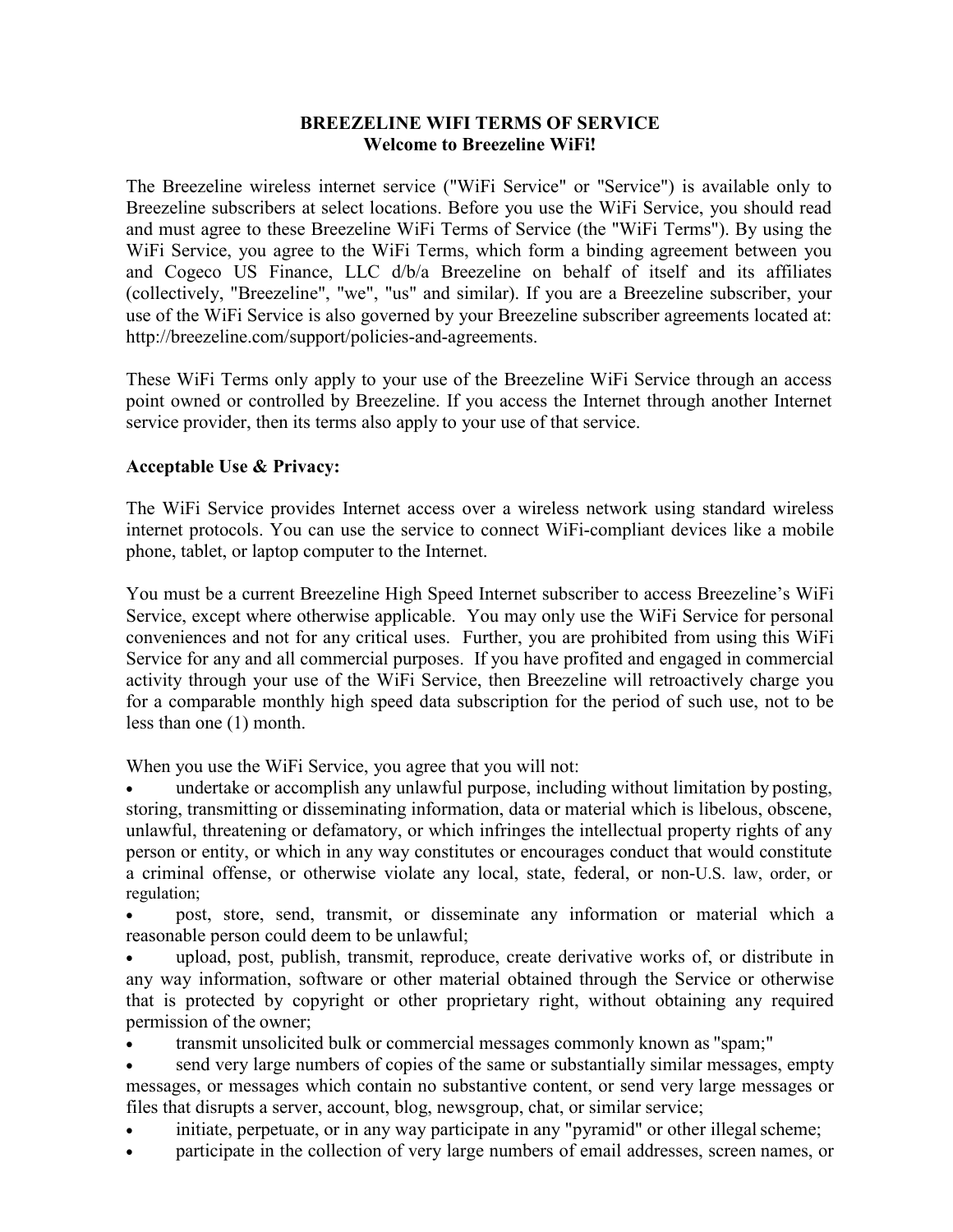# BREEZELINE WIFI TERMS OF SERVICE

## Welcome to Breezeline WiFi!

The Breezeline wireless internet service ("WiFi Service" or "Service") is available only to Breezeline subscribers at select locations. Before you use the WiFi Service, you should read and must agree to these Breezeline WiFi Terms of Service (the "WiFi Terms"). By using the WiFi Service, you agree to the WiFi Terms, which form a binding agreement between you and Cogeco US Finance, LLC d/b/a Breezeline on behalf of itself and its affiliates (collectively, "Breezeline", "we", "us" and similar). If you are a Breezeline subscriber, your use of the WiFi Service is also governed by your Breezeline subscriber agreements located at: http://breezeline.com/support/policies-and-agreements.

These WiFi Terms only apply to your use of the Breezeline WiFi Service through an access point owned or controlled by Breezeline. If you access the Internet through another Internet service provider, then its terms also apply to your use of that service.

**Acceptable Use & Privacy:**

The WiFi Service provides Internet access over a wireless network using standard wireless internet protocols. You can use the service to connect WiFi-compliant devices like a mobile phone, tablet, or laptop computer to the Internet.

You must be a current Breezeline High Speed Internet subscriber to access Breezeline's WiFi Service, except where otherwise applicable. You may only use the WiFi Service for personal conveniences and not for any critical uses. Further, you are prohibited from using this WiFi Service for any and all commercial purposes. If you have profited and engaged in commercial activity through your use of the WiFi Service, then Breezeline will retroactively charge you for a comparable monthly high speed data subscription for the period of such use, not to be less than one (1) month.

When you use the WiFi Service, you agree that you will not:

- undertake or accomplish any unlawful purpose, including without limitation by posting, storing, transmitting or disseminating information, data or material which is libelous, obscene, unlawful, threatening or defamatory, or which infringes the intellectual property rights of any person or entity, or which in any way constitutes or encourages conduct that would constitute a criminal offense, or otherwise violate any local, state, federal, or non-U.S. law, order, or regulation;
- post, store, send, transmit, or disseminate any information or material which a reasonable person could deem to be unlawful;
- upload, post, publish, transmit, reproduce, create derivative works of, or distribute in any way information, software or other material obtained through the Service or otherwise that is protected by copyright or other proprietary right, without obtaining any required permission of the owner;
- transmit unsolicited bulk or commercial messages commonly known as "spam;"
- send very large numbers of copies of the same or substantially similar messages, empty messages, or messages which contain no substantive content, or send very large messages or files that disrupts a server, account, blog, newsgroup, chat, or similar service;
- initiate, perpetuate, or in any way participate in any "pyramid" or other illegal scheme;
- participate in the collection of very large numbers of email addresses, screen names, or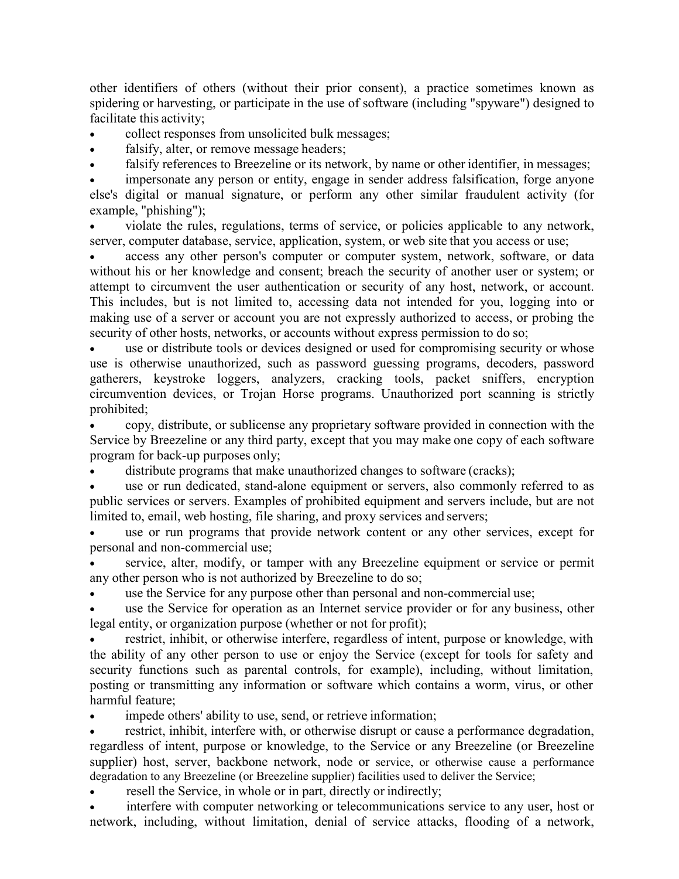other identifiers of others (without their prior consent), a practice sometimes known as spidering or harvesting, or participate in the use of software (including "spyware") designed to facilitate this activity;

- collect responses from unsolicited bulk messages;
- falsify, alter, or remove message headers;
- falsify references to Breezeline or its network, by name or other identifier, in messages;
- impersonate any person or entity, engage in sender address falsification, forge anyone else's digital or manual signature, or perform any other similar fraudulent activity (for example, "phishing");
- violate the rules, regulations, terms of service, or policies applicable to any network, server, computer database, service, application, system, or web site that you access or use;
- access any other person's computer or computer system, network, software, or data without his or her knowledge and consent; breach the security of another user or system; or attempt to circumvent the user authentication or security of any host, network, or account. This includes, but is not limited to, accessing data not intended for you, logging into or making use of a server or account you are not expressly authorized to access, or probing the security of other hosts, networks, or accounts without express permission to do so;
- use or distribute tools or devices designed or used for compromising security or whose use is otherwise unauthorized, such as password guessing programs, decoders, password gatherers, keystroke loggers, analyzers, cracking tools, packet sniffers, encryption circumvention devices, or Trojan Horse programs. Unauthorized port scanning is strictly prohibited;
- copy, distribute, or sublicense any proprietary software provided in connection with the Service by Breezeline or any third party, except that you may make one copy of each software program for back-up purposes only;
- distribute programs that make unauthorized changes to software (cracks);
- use or run dedicated, stand-alone equipment or servers, also commonly referred to as public services or servers. Examples of prohibited equipment and servers include, but are not limited to, email, web hosting, file sharing, and proxy services and servers;
- use or run programs that provide network content or any other services, except for personal and non-commercial use;
- service, alter, modify, or tamper with any Breezeline equipment or service or permit any other person who is not authorized by Breezeline to do so;
- use the Service for any purpose other than personal and non-commercial use;
- use the Service for operation as an Internet service provider or for any business, other legal entity, or organization purpose (whether or not for profit);
- restrict, inhibit, or otherwise interfere, regardless of intent, purpose or knowledge, with the ability of any other person to use or enjoy the Service (except for tools for safety and security functions such as parental controls, for example), including, without limitation, posting or transmitting any information or software which contains a worm, virus, or other harmful feature;
- impede others' ability to use, send, or retrieve information;
- restrict, inhibit, interfere with, or otherwise disrupt or cause a performance degradation, regardless of intent, purpose or knowledge, to the Service or any Breezeline (or Breezeline supplier) host, server, backbone network, node or service, or otherwise cause a performance degradation to any Breezeline (or Breezeline supplier) facilities used to deliver the Service;
- resell the Service, in whole or in part, directly or indirectly;
- interfere with computer networking or telecommunications service to any user, host or network, including, without limitation, denial of service attacks, flooding of a network,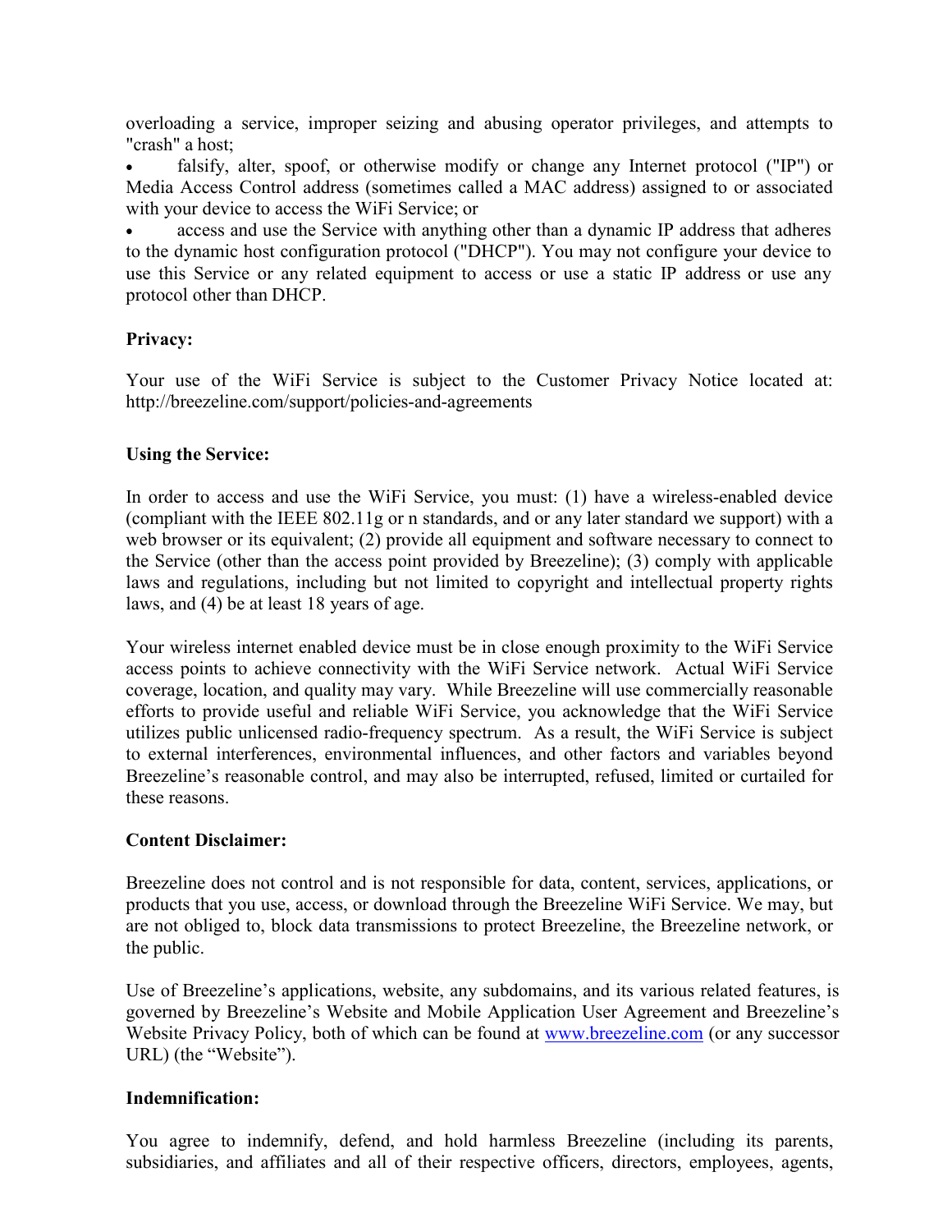overloading a service, improper seizing and abusing operator privileges, and attempts to "crash" a host;

- falsify, alter, spoof, or otherwise modify or change any Internet protocol ("IP") or Media Access Control address (sometimes called a MAC address) assigned to or associated with your device to access the WiFi Service; or
- access and use the Service with anything other than a dynamic IP address that adheres to the dynamic host configuration protocol ("DHCP"). You may not configure your device to use this Service or any related equipment to access or use a static IP address or use any protocol other than DHCP.

**Privacy:**

Your use of the WiFi Service is subject to the Customer Privacy Notice located at: http://breezeline.com/support/policies-and-agreements

**Using the Service:**

In order to access and use the WiFi Service, you must: (1) have a wireless-enabled device (compliant with the IEEE 802.11g or n standards, and or any later standard we support) with a web browser or its equivalent; (2) provide all equipment and software necessary to connect to the Service (other than the access point provided by Breezeline); (3) comply with applicable laws and regulations, including but not limited to copyright and intellectual property rights laws, and (4) be at least 18 years of age.

Your wireless internet enabled device must be in close enough proximity to the WiFi Service access points to achieve connectivity with the WiFi Service network. Actual WiFi Service coverage, location, and quality may vary. While Breezeline will use commercially reasonable efforts to provide useful and reliable WiFi Service, you acknowledge that the WiFi Service utilizes public unlicensed radio-frequency spectrum. As a result, the WiFi Service is subject to external interferences, environmental influences, and other factors and variables beyond Breezeline's reasonable control, and may also be interrupted, refused, limited or curtailed for these reasons.

**Content Disclaimer:**

Breezeline does not control and is not responsible for data, content, services, applications, or products that you use, access, or download through the Breezeline WiFi Service. We may, but are not obliged to, block data transmissions to protect Breezeline, the Breezeline network, or the public.

Use of Breezeline's applications, website, any subdomains, and its various related features, is governed by Breezeline's Website and Mobile Application User Agreement and Breezeline's Website Privacy Policy, both of which can be found at [www.breezeline.com](http://www.breezeline.com) (or any successor URL) (the "Website").

**Indemnification:**

You agree to indemnify, defend, and hold harmless Breezeline (including its parents, subsidiaries, and affiliates and all of their respective officers, directors, employees, agents,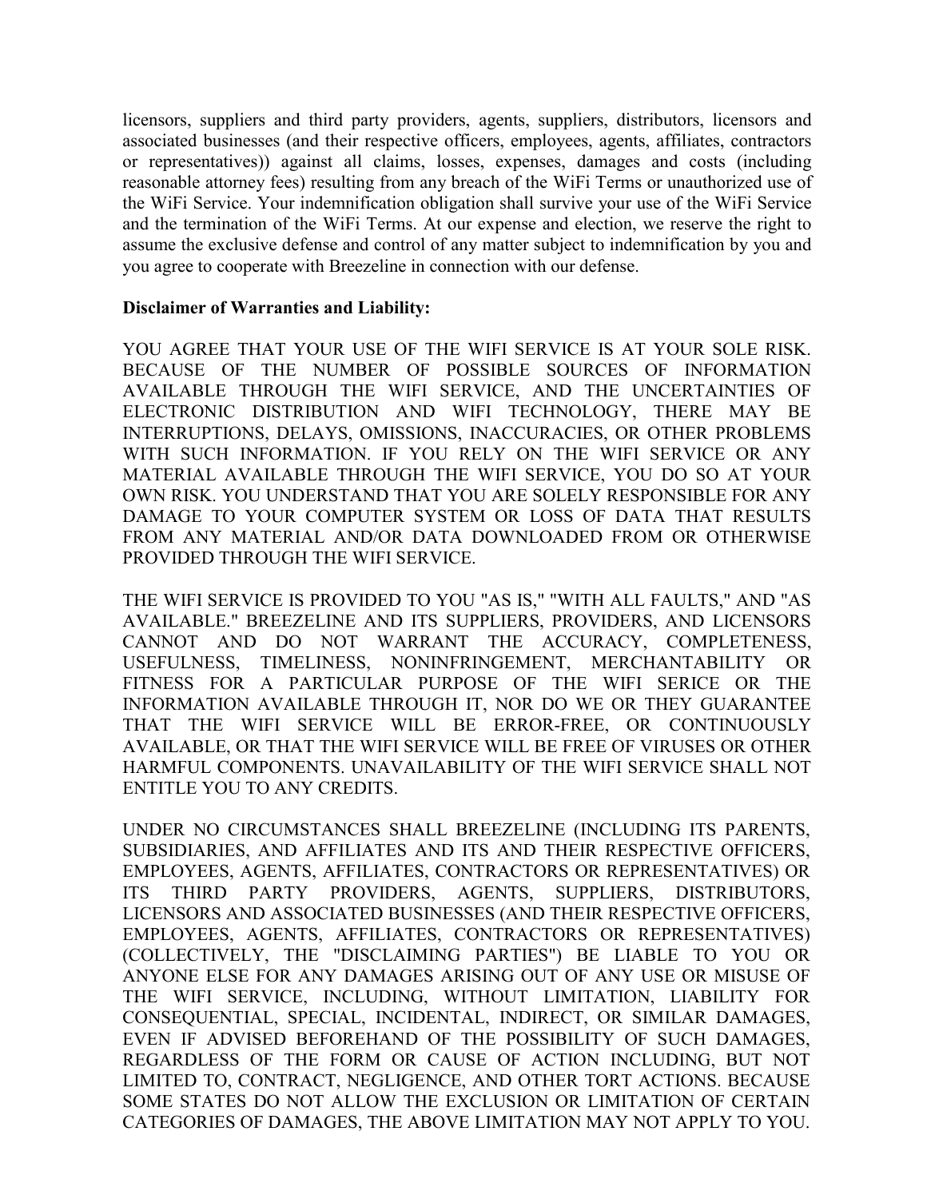licensors, suppliers and third party providers, agents, suppliers, distributors, licensors and associated businesses (and their respective officers, employees, agents, affiliates, contractors or representatives)) against all claims, losses, expenses, damages and costs (including reasonable attorney fees) resulting from any breach of the WiFi Terms or unauthorized use of the WiFi Service. Your indemnification obligation shall survive your use of the WiFi Service and the termination of the WiFi Terms. At our expense and election, we reserve the right to assume the exclusive defense and control of any matter subject to indemnification by you and you agree to cooperate with Breezeline in connection with our defense.

**Disclaimer of Warranties and Liability:**

YOU AGREE THAT YOUR USE OF THE WIFI SERVICE IS AT YOUR SOLE RISK. BECAUSE OF THE NUMBER OF POSSIBLE SOURCES OF INFORMATION AVAILABLE THROUGH THE WIFI SERVICE, AND THE UNCERTAINTIES OF ELECTRONIC DISTRIBUTION AND WIFI TECHNOLOGY, THERE MAY BE INTERRUPTIONS, DELAYS, OMISSIONS, INACCURACIES, OR OTHER PROBLEMS WITH SUCH INFORMATION. IF YOU RELY ON THE WIFI SERVICE OR ANY MATERIAL AVAILABLE THROUGH THE WIFI SERVICE, YOU DO SO AT YOUR OWN RISK. YOU UNDERSTAND THAT YOU ARE SOLELY RESPONSIBLE FOR ANY DAMAGE TO YOUR COMPUTER SYSTEM OR LOSS OF DATA THAT RESULTS FROM ANY MATERIAL AND/OR DATA DOWNLOADED FROM OR OTHERWISE PROVIDED THROUGH THE WIFI SERVICE.

THE WIFI SERVICE IS PROVIDED TO YOU "AS IS," "WITH ALL FAULTS," AND "AS AVAILABLE." BREEZELINE AND ITS SUPPLIERS, PROVIDERS, AND LICENSORS CANNOT AND DO NOT WARRANT THE ACCURACY, COMPLETENESS, USEFULNESS, TIMELINESS, NONINFRINGEMENT, MERCHANTABILITY OR FITNESS FOR A PARTICULAR PURPOSE OF THE WIFI SERICE OR THE INFORMATION AVAILABLE THROUGH IT, NOR DO WE OR THEY GUARANTEE THAT THE WIFI SERVICE WILL BE ERROR-FREE, OR CONTINUOUSLY AVAILABLE, OR THAT THE WIFI SERVICE WILL BE FREE OF VIRUSES OR OTHER HARMFUL COMPONENTS. UNAVAILABILITY OF THE WIFI SERVICE SHALL NOT ENTITLE YOU TO ANY CREDITS.

UNDER NO CIRCUMSTANCES SHALL BREEZELINE (INCLUDING ITS PARENTS, SUBSIDIARIES, AND AFFILIATES AND ITS AND THEIR RESPECTIVE OFFICERS, EMPLOYEES, AGENTS, AFFILIATES, CONTRACTORS OR REPRESENTATIVES) OR ITS THIRD PARTY PROVIDERS, AGENTS, SUPPLIERS, DISTRIBUTORS, LICENSORS AND ASSOCIATED BUSINESSES (AND THEIR RESPECTIVE OFFICERS, EMPLOYEES, AGENTS, AFFILIATES, CONTRACTORS OR REPRESENTATIVES) (COLLECTIVELY, THE "DISCLAIMING PARTIES") BE LIABLE TO YOU OR ANYONE ELSE FOR ANY DAMAGES ARISING OUT OF ANY USE OR MISUSE OF THE WIFI SERVICE, INCLUDING, WITHOUT LIMITATION, LIABILITY FOR CONSEQUENTIAL, SPECIAL, INCIDENTAL, INDIRECT, OR SIMILAR DAMAGES, EVEN IF ADVISED BEFOREHAND OF THE POSSIBILITY OF SUCH DAMAGES, REGARDLESS OF THE FORM OR CAUSE OF ACTION INCLUDING, BUT NOT LIMITED TO, CONTRACT, NEGLIGENCE, AND OTHER TORT ACTIONS. BECAUSE SOME STATES DO NOT ALLOW THE EXCLUSION OR LIMITATION OF CERTAIN CATEGORIES OF DAMAGES, THE ABOVE LIMITATION MAY NOT APPLY TO YOU.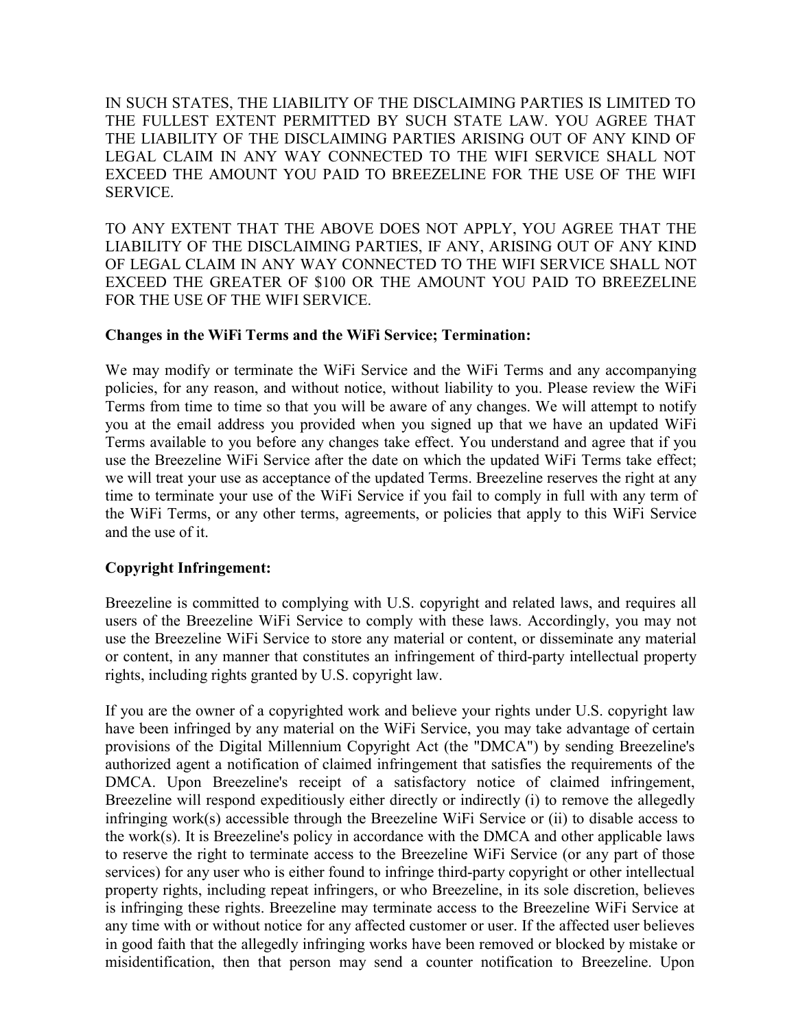IN SUCH STATES, THE LIABILITY OF THE DISCLAIMING PARTIES IS LIMITED TO THE FULLEST EXTENT PERMITTED BY SUCH STATE LAW. YOU AGREE THAT THE LIABILITY OF THE DISCLAIMING PARTIES ARISING OUT OF ANY KIND OF LEGAL CLAIM IN ANY WAY CONNECTED TO THE WIFI SERVICE SHALL NOT EXCEED THE AMOUNT YOU PAID TO BREEZELINE FOR THE USE OF THE WIFI SERVICE.

TO ANY EXTENT THAT THE ABOVE DOES NOT APPLY, YOU AGREE THAT THE LIABILITY OF THE DISCLAIMING PARTIES, IF ANY, ARISING OUT OF ANY KIND OF LEGAL CLAIM IN ANY WAY CONNECTED TO THE WIFI SERVICE SHALL NOT EXCEED THE GREATER OF $100 OR THE AMOUNT YOU PAID TO BREEZELINE FOR THE USE OF THE WIFI SERVICE.

**Changes in the WiFi Terms and the WiFi Service; Termination:**

We may modify or terminate the WiFi Service and the WiFi Terms and any accompanying policies, for any reason, and without notice, without liability to you. Please review the WiFi Terms from time to time so that you will be aware of any changes. We will attempt to notify you at the email address you provided when you signed up that we have an updated WiFi Terms available to you before any changes take effect. You understand and agree that if you use the Breezeline WiFi Service after the date on which the updated WiFi Terms take effect; we will treat your use as acceptance of the updated Terms. Breezeline reserves the right at any time to terminate your use of the WiFi Service if you fail to comply in full with any term of the WiFi Terms, or any other terms, agreements, or policies that apply to this WiFi Service and the use of it.

**Copyright Infringement:**

Breezeline is committed to complying with U.S. copyright and related laws, and requires all users of the Breezeline WiFi Service to comply with these laws. Accordingly, you may not use the Breezeline WiFi Service to store any material or content, or disseminate any material or content, in any manner that constitutes an infringement of third-party intellectual property rights, including rights granted by U.S. copyright law.

If you are the owner of a copyrighted work and believe your rights under U.S. copyright law have been infringed by any material on the WiFi Service, you may take advantage of certain provisions of the Digital Millennium Copyright Act (the "DMCA") by sending Breezeline's authorized agent a notification of claimed infringement that satisfies the requirements of the DMCA. Upon Breezeline's receipt of a satisfactory notice of claimed infringement, Breezeline will respond expeditiously either directly or indirectly (i) to remove the allegedly infringing work(s) accessible through the Breezeline WiFi Service or (ii) to disable access to the work(s). It is Breezeline's policy in accordance with the DMCA and other applicable laws to reserve the right to terminate access to the Breezeline WiFi Service (or any part of those services) for any user who is either found to infringe third-party copyright or other intellectual property rights, including repeat infringers, or who Breezeline, in its sole discretion, believes is infringing these rights. Breezeline may terminate access to the Breezeline WiFi Service at any time with or without notice for any affected customer or user. If the affected user believes in good faith that the allegedly infringing works have been removed or blocked by mistake or misidentification, then that person may send a counter notification to Breezeline. Upon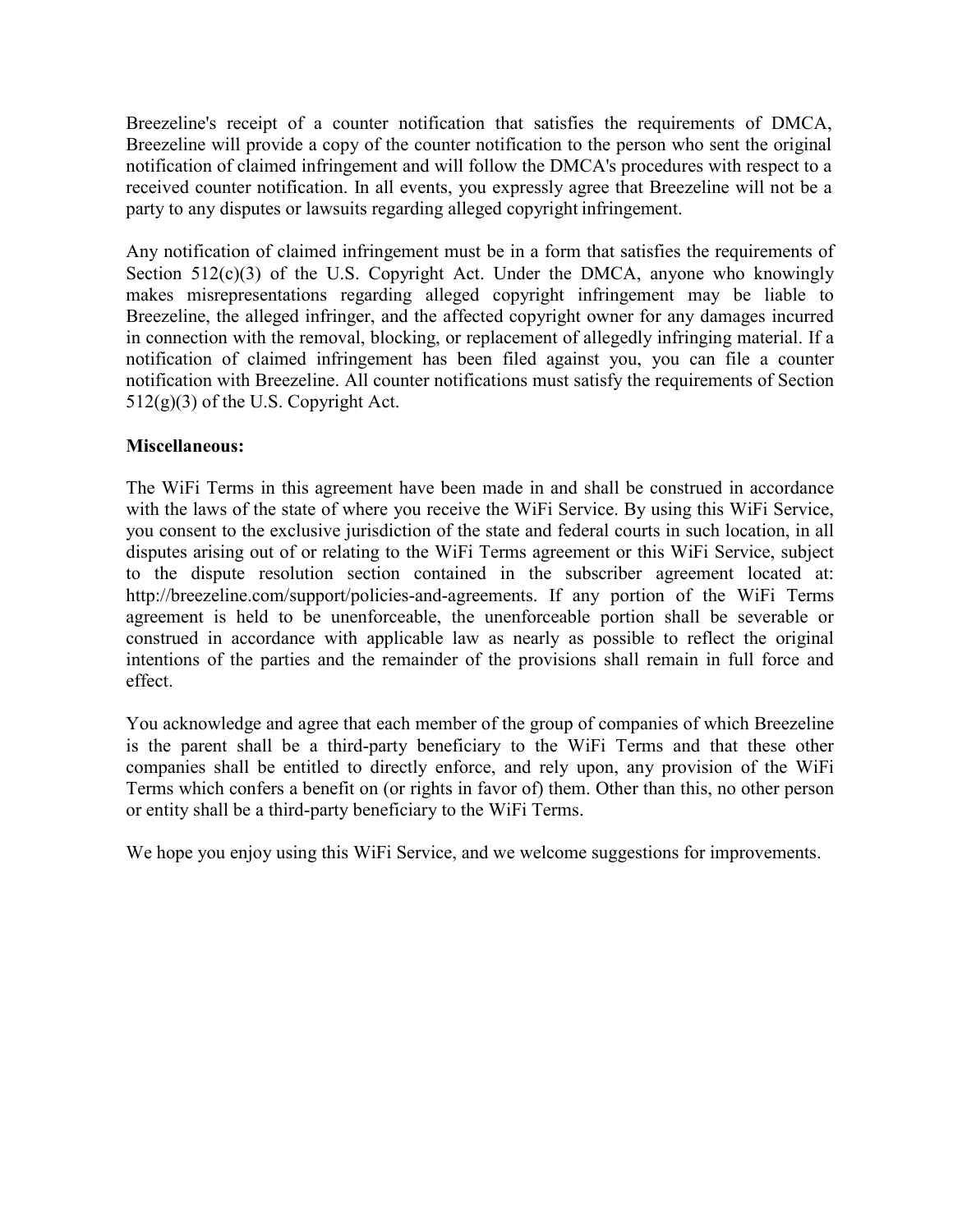Breezeline's receipt of a counter notification that satisfies the requirements of DMCA, Breezeline will provide a copy of the counter notification to the person who sent the original notification of claimed infringement and will follow the DMCA's procedures with respect to a received counter notification. In all events, you expressly agree that Breezeline will not be a party to any disputes or lawsuits regarding alleged copyright infringement.

Any notification of claimed infringement must be in a form that satisfies the requirements of Section 512(c)(3) of the U.S. Copyright Act. Under the DMCA, anyone who knowingly makes misrepresentations regarding alleged copyright infringement may be liable to Breezeline, the alleged infringer, and the affected copyright owner for any damages incurred in connection with the removal, blocking, or replacement of allegedly infringing material. If a notification of claimed infringement has been filed against you, you can file a counter notification with Breezeline. All counter notifications must satisfy the requirements of Section 512(g)(3) of the U.S. Copyright Act.

**Miscellaneous:**

The WiFi Terms in this agreement have been made in and shall be construed in accordance with the laws of the state of where you receive the WiFi Service. By using this WiFi Service, you consent to the exclusive jurisdiction of the state and federal courts in such location, in all disputes arising out of or relating to the WiFi Terms agreement or this WiFi Service, subject to the dispute resolution section contained in the subscriber agreement located at: http://breezeline.com/support/policies-and-agreements. If any portion of the WiFi Terms agreement is held to be unenforceable, the unenforceable portion shall be severable or construed in accordance with applicable law as nearly as possible to reflect the original intentions of the parties and the remainder of the provisions shall remain in full force and effect.

You acknowledge and agree that each member of the group of companies of which Breezeline is the parent shall be a third-party beneficiary to the WiFi Terms and that these other companies shall be entitled to directly enforce, and rely upon, any provision of the WiFi Terms which confers a benefit on (or rights in favor of) them. Other than this, no other person or entity shall be a third-party beneficiary to the WiFi Terms.

We hope you enjoy using this WiFi Service, and we welcome suggestions for improvements.